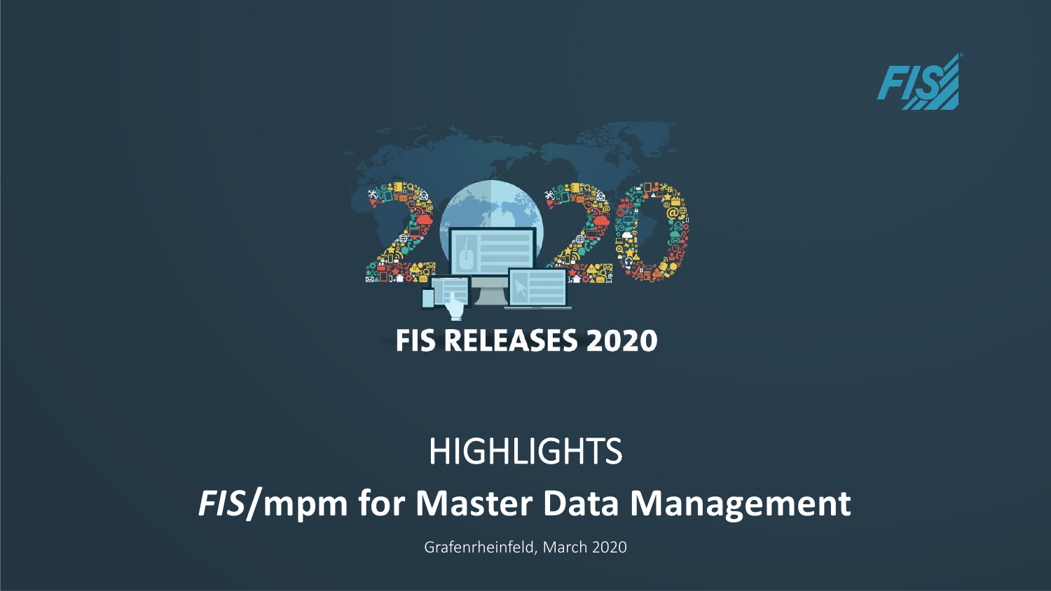FIS RELEASES 2020

# HIGHLIGHTS

# *FIS*/mpm for Master Data Management

Grafenrheinfeld, March 2020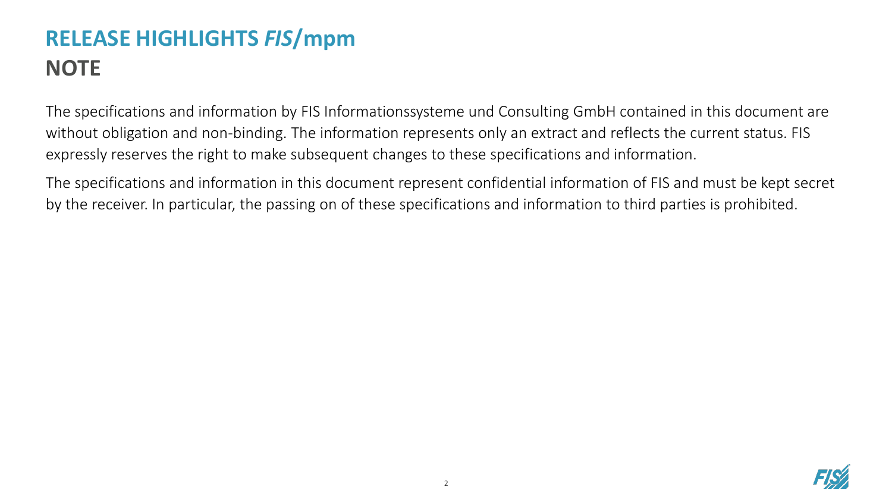# RELEASE HIGHLIGHTS *FIS*/mpm
## NOTE

The specifications and information by FIS Informationssysteme und Consulting GmbH contained in this document are without obligation and non-binding. The information represents only an extract and reflects the current status. FIS expressly reserves the right to make subsequent changes to these specifications and information.

The specifications and information in this document represent confidential information of FIS and must be kept secret by the receiver. In particular, the passing on of these specifications and information to third parties is prohibited.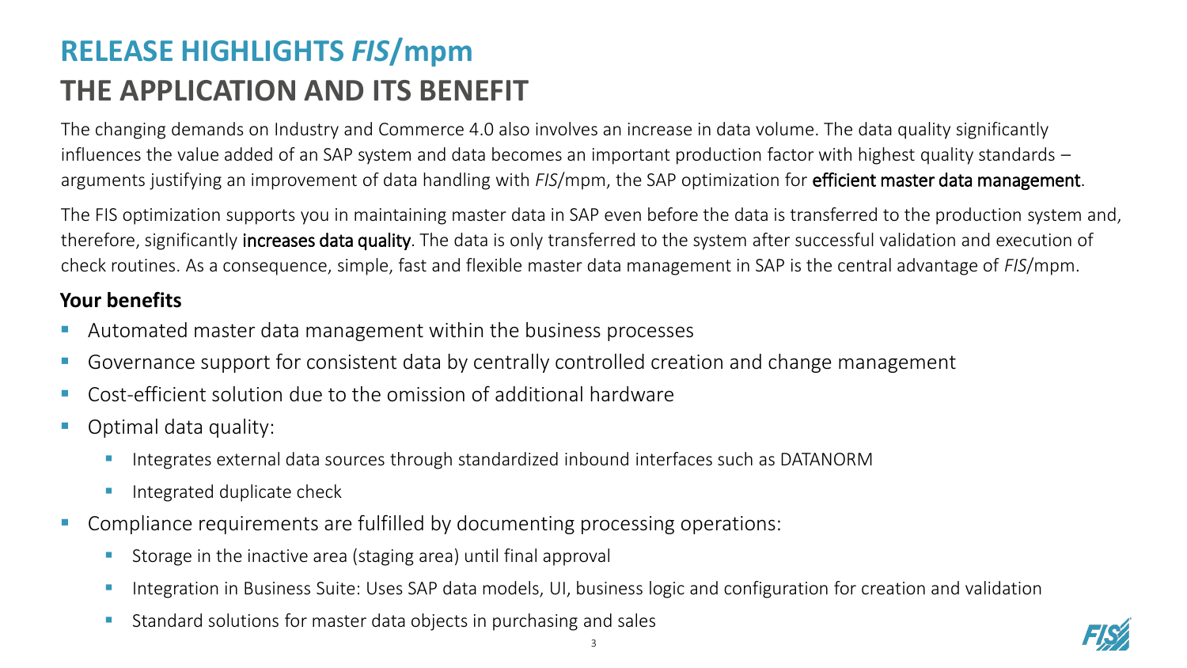# RELEASE HIGHLIGHTS *FIS*/mpm

## THE APPLICATION AND ITS BENEFIT

The changing demands on Industry and Commerce 4.0 also involves an increase in data volume. The data quality significantly influences the value added of an SAP system and data becomes an important production factor with highest quality standards – arguments justifying an improvement of data handling with *FIS*/mpm, the SAP optimization for **efficient master data management**.

The FIS optimization supports you in maintaining master data in SAP even before the data is transferred to the production system and, therefore, significantly **increases data quality**. The data is only transferred to the system after successful validation and execution of check routines. As a consequence, simple, fast and flexible master data management in SAP is the central advantage of *FIS*/mpm.

### Your benefits

- Automated master data management within the business processes
- Governance support for consistent data by centrally controlled creation and change management
- Cost-efficient solution due to the omission of additional hardware
- Optimal data quality:
  - Integrates external data sources through standardized inbound interfaces such as DATANORM
  - Integrated duplicate check
- Compliance requirements are fulfilled by documenting processing operations:
  - Storage in the inactive area (staging area) until final approval
  - Integration in Business Suite: Uses SAP data models, UI, business logic and configuration for creation and validation
  - Standard solutions for master data objects in purchasing and sales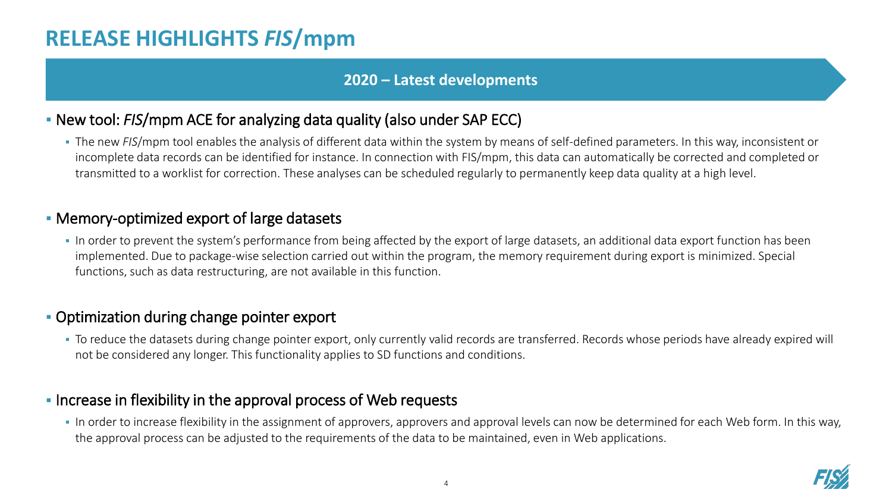# RELEASE HIGHLIGHTS *FIS*/mpm

## 2020 – Latest developments

- New tool: *FIS*/mpm ACE for analyzing data quality (also under SAP ECC)
  - The new *FIS*/mpm tool enables the analysis of different data within the system by means of self-defined parameters. In this way, inconsistent or incomplete data records can be identified for instance. In connection with FIS/mpm, this data can automatically be corrected and completed or transmitted to a worklist for correction. These analyses can be scheduled regularly to permanently keep data quality at a high level.

- Memory-optimized export of large datasets
  - In order to prevent the system's performance from being affected by the export of large datasets, an additional data export function has been implemented. Due to package-wise selection carried out within the program, the memory requirement during export is minimized. Special functions, such as data restructuring, are not available in this function.

- Optimization during change pointer export
  - To reduce the datasets during change pointer export, only currently valid records are transferred. Records whose periods have already expired will not be considered any longer. This functionality applies to SD functions and conditions.

- Increase in flexibility in the approval process of Web requests
  - In order to increase flexibility in the assignment of approvers, approvers and approval levels can now be determined for each Web form. In this way, the approval process can be adjusted to the requirements of the data to be maintained, even in Web applications.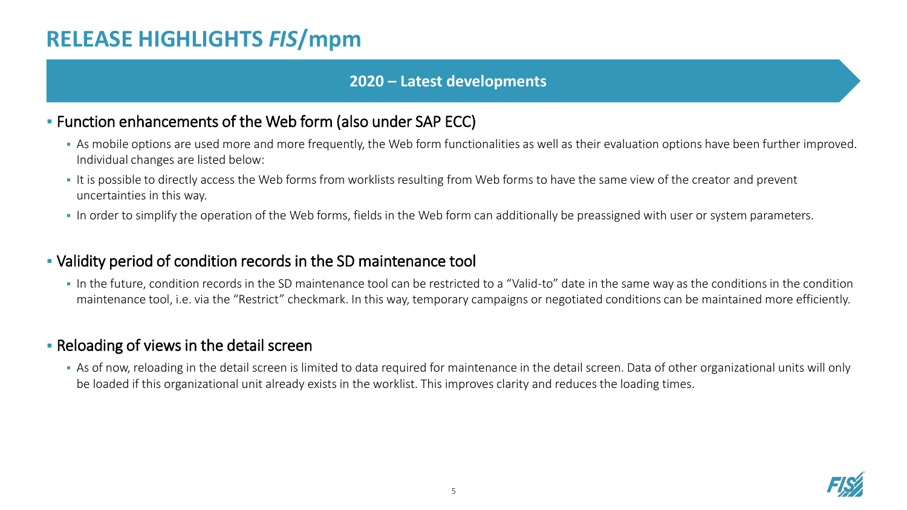# RELEASE HIGHLIGHTS *FIS*/mpm

## 2020 – Latest developments

- Function enhancements of the Web form (also under SAP ECC)
  - As mobile options are used more and more frequently, the Web form functionalities as well as their evaluation options have been further improved. Individual changes are listed below:
  - It is possible to directly access the Web forms from worklists resulting from Web forms to have the same view of the creator and prevent uncertainties in this way.
  - In order to simplify the operation of the Web forms, fields in the Web form can additionally be preassigned with user or system parameters.

- Validity period of condition records in the SD maintenance tool
  - In the future, condition records in the SD maintenance tool can be restricted to a "Valid-to" date in the same way as the conditions in the condition maintenance tool, i.e. via the "Restrict" checkmark. In this way, temporary campaigns or negotiated conditions can be maintained more efficiently.

- Reloading of views in the detail screen
  - As of now, reloading in the detail screen is limited to data required for maintenance in the detail screen. Data of other organizational units will only be loaded if this organizational unit already exists in the worklist. This improves clarity and reduces the loading times.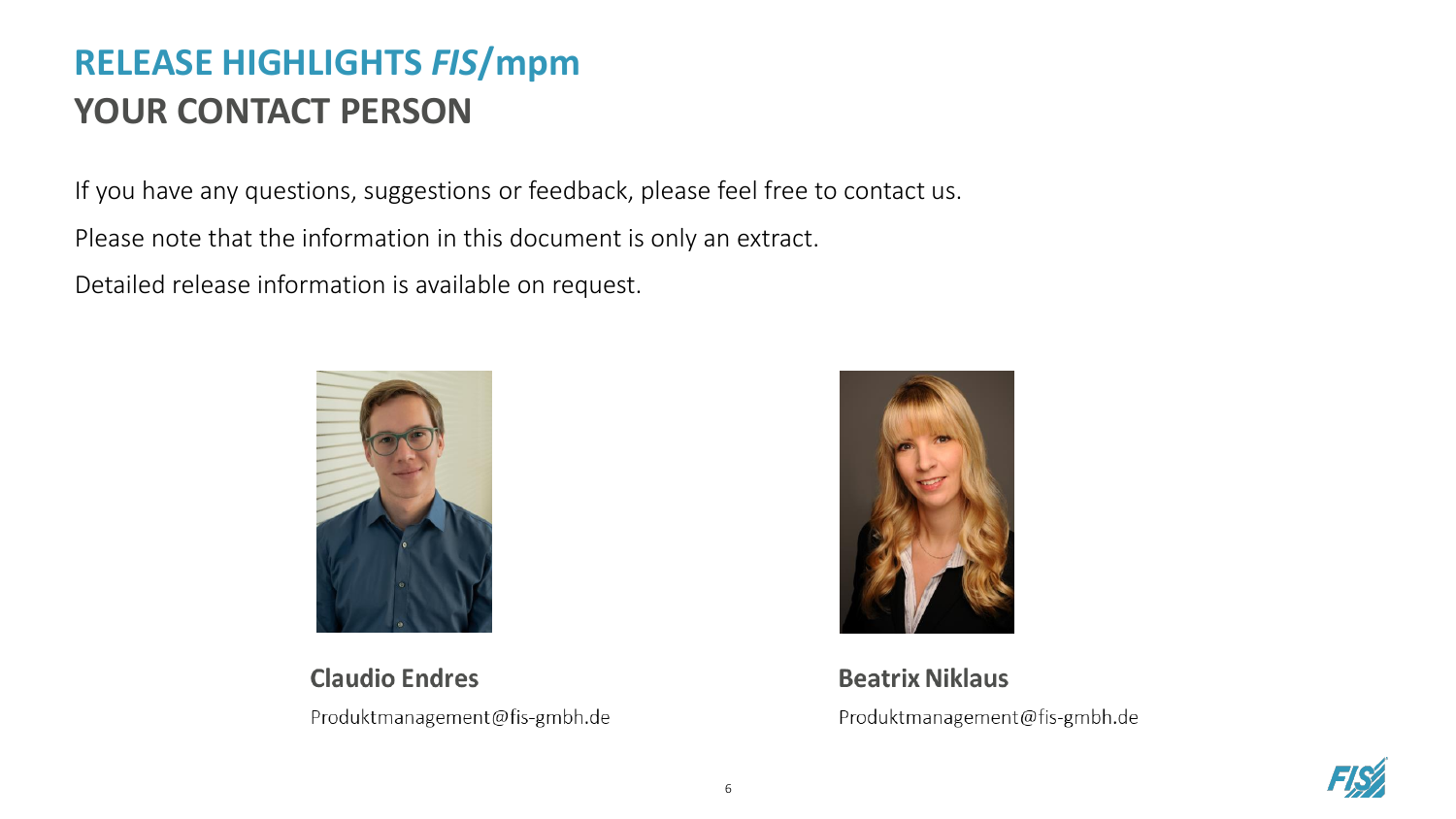# RELEASE HIGHLIGHTS *FIS*/mpm

## YOUR CONTACT PERSON

If you have any questions, suggestions or feedback, please feel free to contact us.

Please note that the information in this document is only an extract.

Detailed release information is available on request.

**Claudio Endres**

Produktmanagement@fis-gmbh.de

**Beatrix Niklaus**

Produktmanagement@fis-gmbh.de